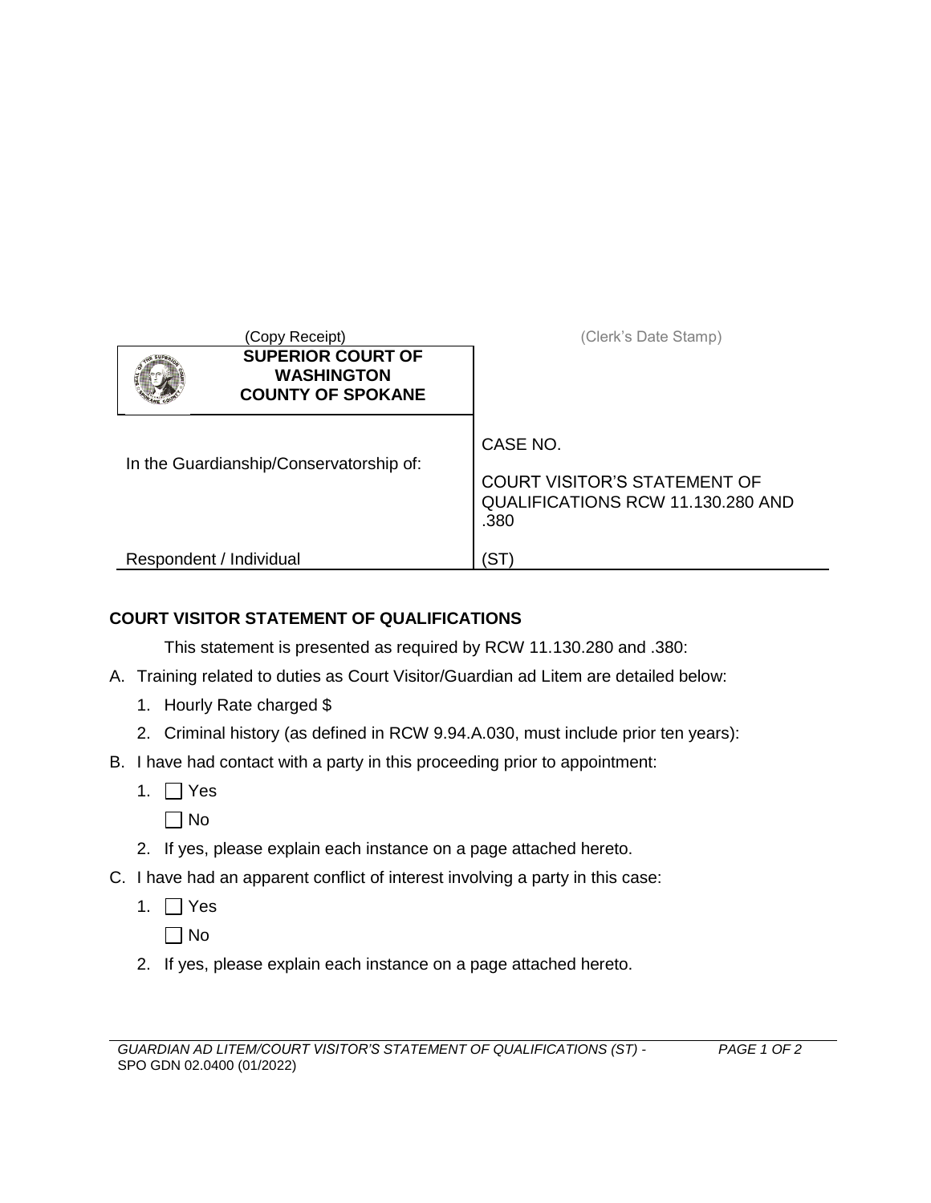(Copy Receipt) (Clerk's Date Stamp)

| SUPERIOR COURT OF WASHINGTON COUNTY OF SPOKANE | |
|---|---|
| In the Guardianship/Conservatorship of: | CASE NO. |
| | COURT VISITOR'S STATEMENT OF QUALIFICATIONS RCW 11.130.280 AND .380 |
| Respondent / Individual | (ST) |

## COURT VISITOR STATEMENT OF QUALIFICATIONS

This statement is presented as required by RCW 11.130.280 and .380:

A. Training related to duties as Court Visitor/Guardian ad Litem are detailed below:
   1. Hourly Rate charged $
   2. Criminal history (as defined in RCW 9.94.A.030, must include prior ten years):

B. I have had contact with a party in this proceeding prior to appointment:
   1. ☐ Yes
      ☐ No
   2. If yes, please explain each instance on a page attached hereto.

C. I have had an apparent conflict of interest involving a party in this case:
   1. ☐ Yes
      ☐ No
   2. If yes, please explain each instance on a page attached hereto.

*GUARDIAN AD LITEM/COURT VISITOR'S STATEMENT OF QUALIFICATIONS (ST) -*
SPO GDN 02.0400 (01/2022)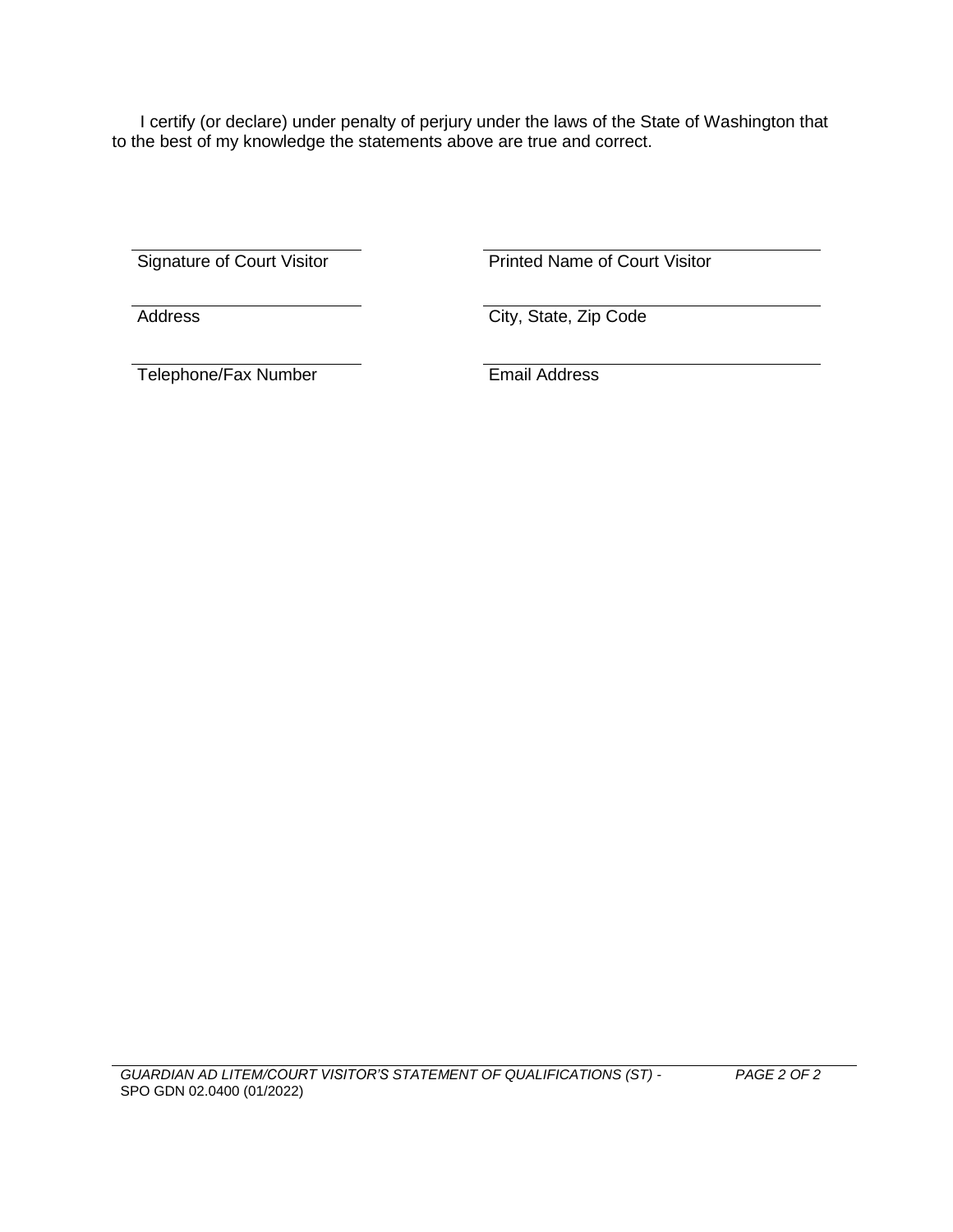I certify (or declare) under penalty of perjury under the laws of the State of Washington that to the best of my knowledge the statements above are true and correct.

| | |
|---|---|
| Signature of Court Visitor | Printed Name of Court Visitor |
| Address | City, State, Zip Code |
| Telephone/Fax Number | Email Address |